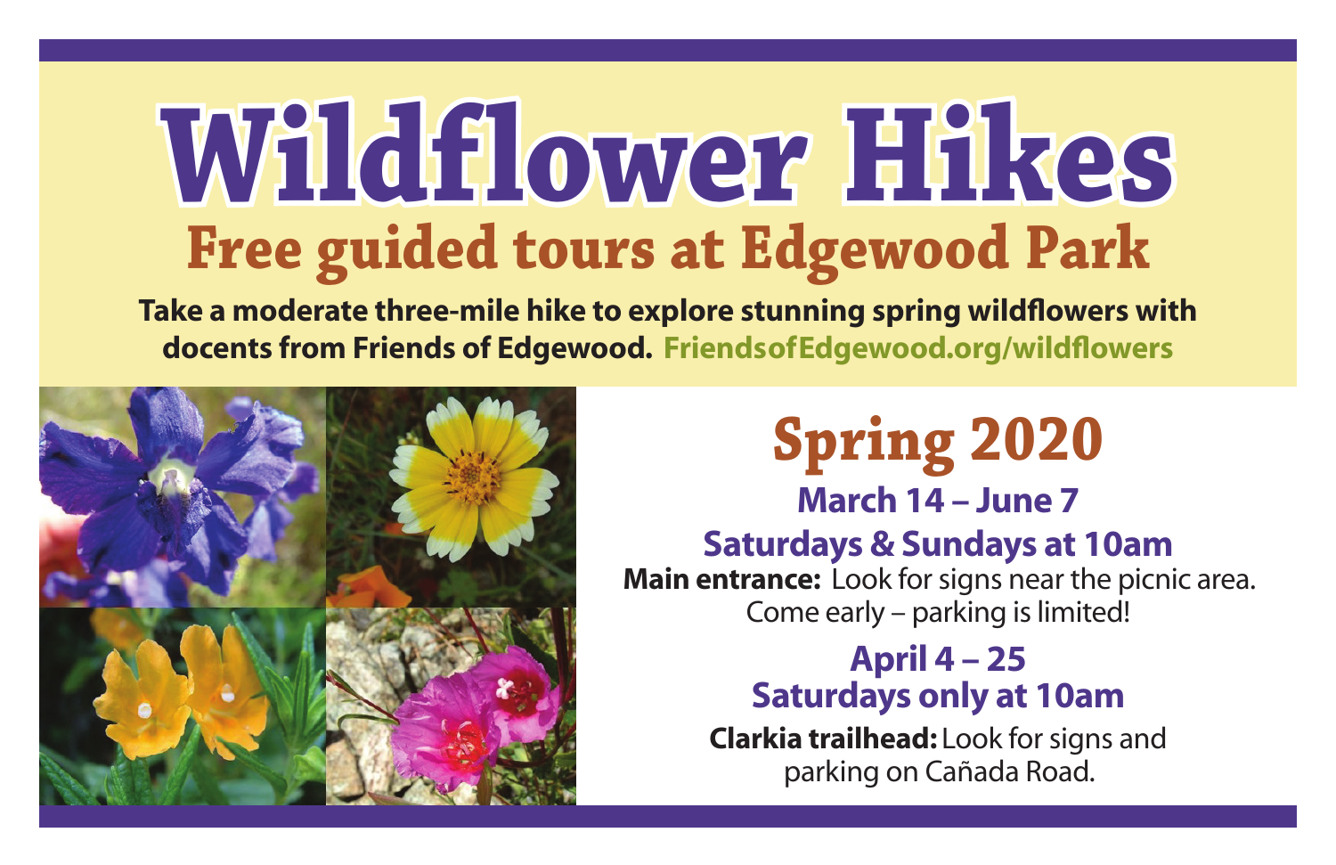# Wildflower Hikes

## Free guided tours at Edgewood Park

**Take a moderate three-mile hike to explore stunning spring wildflowers with docents from Friends of Edgewood. FriendsofEdgewood.org/wildflowers**

## Spring 2020

### March 14 – June 7

### Saturdays & Sundays at 10am

**Main entrance:** Look for signs near the picnic area. Come early – parking is limited!

### April 4 – 25

### Saturdays only at 10am

**Clarkia trailhead:** Look for signs and parking on Cañada Road.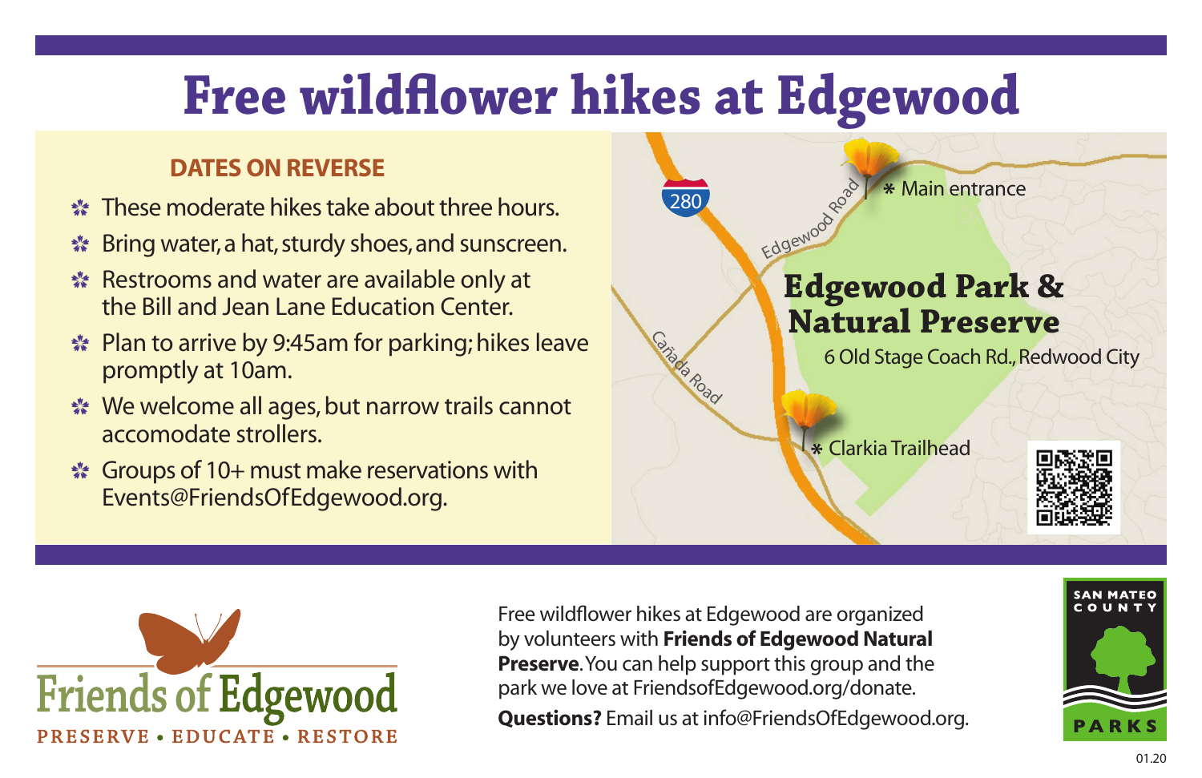# Free wildflower hikes at Edgewood

**DATES ON REVERSE**

- These moderate hikes take about three hours.
- Bring water, a hat, sturdy shoes, and sunscreen.
- Restrooms and water are available only at the Bill and Jean Lane Education Center.
- Plan to arrive by 9:45am for parking; hikes leave promptly at 10am.
- We welcome all ages, but narrow trails cannot accomodate strollers.
- Groups of 10+ must make reservations with Events@FriendsOfEdgewood.org.

280

Edgewood Road

* Main entrance

Cañada Road

## Edgewood Park & Natural Preserve

6 Old Stage Coach Rd., Redwood City

* Clarkia Trailhead

Friends of Edgewood

PRESERVE • EDUCATE • RESTORE

Free wildflower hikes at Edgewood are organized by volunteers with **Friends of Edgewood Natural Preserve**. You can help support this group and the park we love at FriendsofEdgewood.org/donate.

**Questions?** Email us at info@FriendsOfEdgewood.org.

SAN MATEO COUNTY PARKS

01.20